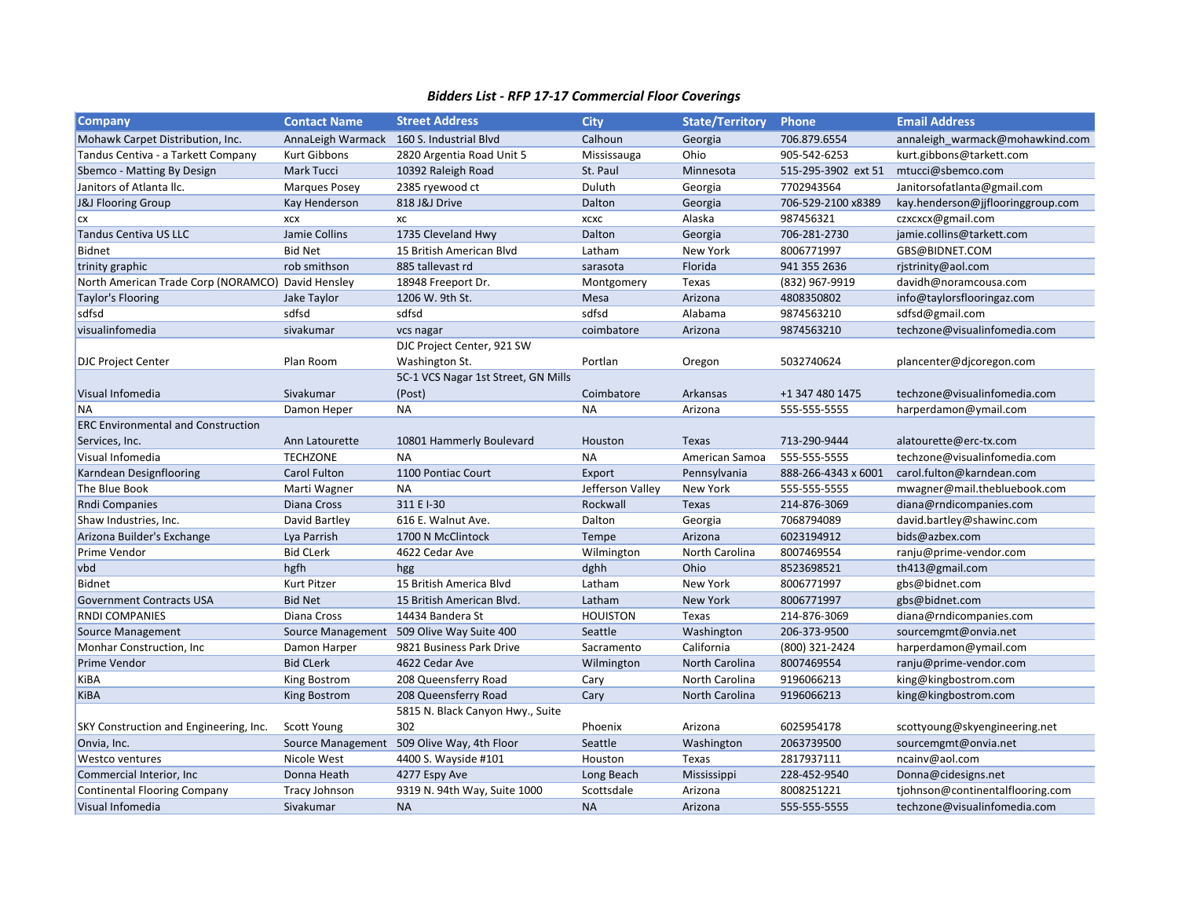***Bidders List - RFP 17-17 Commercial Floor Coverings***

| Company | Contact Name | Street Address | City | State/Territory | Phone | Email Address |
|---|---|---|---|---|---|---|
| Mohawk Carpet Distribution, Inc. | AnnaLeigh Warmack | 160 S. Industrial Blvd | Calhoun | Georgia | 706.879.6554 | annaleigh_warmack@mohawkind.com |
| Tandus Centiva - a Tarkett Company | Kurt Gibbons | 2820 Argentia Road Unit 5 | Mississauga | Ohio | 905-542-6253 | kurt.gibbons@tarkett.com |
| Sbemco - Matting By Design | Mark Tucci | 10392 Raleigh Road | St. Paul | Minnesota | 515-295-3902 ext 51 | mtucci@sbemco.com |
| Janitors of Atlanta llc. | Marques Posey | 2385 ryewood ct | Duluth | Georgia | 7702943564 | Janitorsofatlanta@gmail.com |
| J&J Flooring Group | Kay Henderson | 818 J&J Drive | Dalton | Georgia | 706-529-2100 x8389 | kay.henderson@jjflooringgroup.com |
| cx | xcx | xc | xcxc | Alaska | 987456321 | czxcxcx@gmail.com |
| Tandus Centiva US LLC | Jamie Collins | 1735 Cleveland Hwy | Dalton | Georgia | 706-281-2730 | jamie.collins@tarkett.com |
| Bidnet | Bid Net | 15 British American Blvd | Latham | New York | 8006771997 | GBS@BIDNET.COM |
| trinity graphic | rob smithson | 885 tallevast rd | sarasota | Florida | 941 355 2636 | rjstrinity@aol.com |
| North American Trade Corp (NORAMCO) | David Hensley | 18948 Freeport Dr. | Montgomery | Texas | (832) 967-9919 | davidh@noramcousa.com |
| Taylor's Flooring | Jake Taylor | 1206 W. 9th St. | Mesa | Arizona | 4808350802 | info@taylorsflooringaz.com |
| sdfsd | sdfsd | sdfsd | sdfsd | Alabama | 9874563210 | sdfsd@gmail.com |
| visualinfomedia | sivakumar | vcs nagar | coimbatore | Arizona | 9874563210 | techzone@visualinfomedia.com |
| DJC Project Center | Plan Room | DJC Project Center, 921 SW Washington St. | Portlan | Oregon | 5032740624 | plancenter@djcoregon.com |
| Visual Infomedia | Sivakumar | 5C-1 VCS Nagar 1st Street, GN Mills (Post) | Coimbatore | Arkansas | +1 347 480 1475 | techzone@visualinfomedia.com |
| NA | Damon Heper | NA | NA | Arizona | 555-555-5555 | harperdamon@ymail.com |
| ERC Environmental and Construction Services, Inc. | Ann Latourette | 10801 Hammerly Boulevard | Houston | Texas | 713-290-9444 | alatourette@erc-tx.com |
| Visual Infomedia | TECHZONE | NA | NA | American Samoa | 555-555-5555 | techzone@visualinfomedia.com |
| Karndean Designflooring | Carol Fulton | 1100 Pontiac Court | Export | Pennsylvania | 888-266-4343 x 6001 | carol.fulton@karndean.com |
| The Blue Book | Marti Wagner | NA | Jefferson Valley | New York | 555-555-5555 | mwagner@mail.thebluebook.com |
| Rndi Companies | Diana Cross | 311 E I-30 | Rockwall | Texas | 214-876-3069 | diana@rndicompanies.com |
| Shaw Industries, Inc. | David Bartley | 616 E. Walnut Ave. | Dalton | Georgia | 7068794089 | david.bartley@shawinc.com |
| Arizona Builder's Exchange | Lya Parrish | 1700 N McClintock | Tempe | Arizona | 6023194912 | bids@azbex.com |
| Prime Vendor | Bid CLerk | 4622 Cedar Ave | Wilmington | North Carolina | 8007469554 | ranju@prime-vendor.com |
| vbd | hgfh | hgg | dghh | Ohio | 8523698521 | th413@gmail.com |
| Bidnet | Kurt Pitzer | 15 British America Blvd | Latham | New York | 8006771997 | gbs@bidnet.com |
| Government Contracts USA | Bid Net | 15 British American Blvd. | Latham | New York | 8006771997 | gbs@bidnet.com |
| RNDI COMPANIES | Diana Cross | 14434 Bandera St | HOUISTON | Texas | 214-876-3069 | diana@rndicompanies.com |
| Source Management | Source Management | 509 Olive Way Suite 400 | Seattle | Washington | 206-373-9500 | sourcemgmt@onvia.net |
| Monhar Construction, Inc | Damon Harper | 9821 Business Park Drive | Sacramento | California | (800) 321-2424 | harperdamon@ymail.com |
| Prime Vendor | Bid CLerk | 4622 Cedar Ave | Wilmington | North Carolina | 8007469554 | ranju@prime-vendor.com |
| KiBA | King Bostrom | 208 Queensferry Road | Cary | North Carolina | 9196066213 | king@kingbostrom.com |
| KiBA | King Bostrom | 208 Queensferry Road | Cary | North Carolina | 9196066213 | king@kingbostrom.com |
| SKY Construction and Engineering, Inc. | Scott Young | 5815 N. Black Canyon Hwy., Suite 302 | Phoenix | Arizona | 6025954178 | scottyoung@skyengineering.net |
| Onvia, Inc. | Source Management | 509 Olive Way, 4th Floor | Seattle | Washington | 2063739500 | sourcemgmt@onvia.net |
| Westco ventures | Nicole West | 4400 S. Wayside #101 | Houston | Texas | 2817937111 | ncainv@aol.com |
| Commercial Interior, Inc | Donna Heath | 4277 Espy Ave | Long Beach | Mississippi | 228-452-9540 | Donna@cidesigns.net |
| Continental Flooring Company | Tracy Johnson | 9319 N. 94th Way, Suite 1000 | Scottsdale | Arizona | 8008251221 | tjohnson@continentalflooring.com |
| Visual Infomedia | Sivakumar | NA | NA | Arizona | 555-555-5555 | techzone@visualinfomedia.com |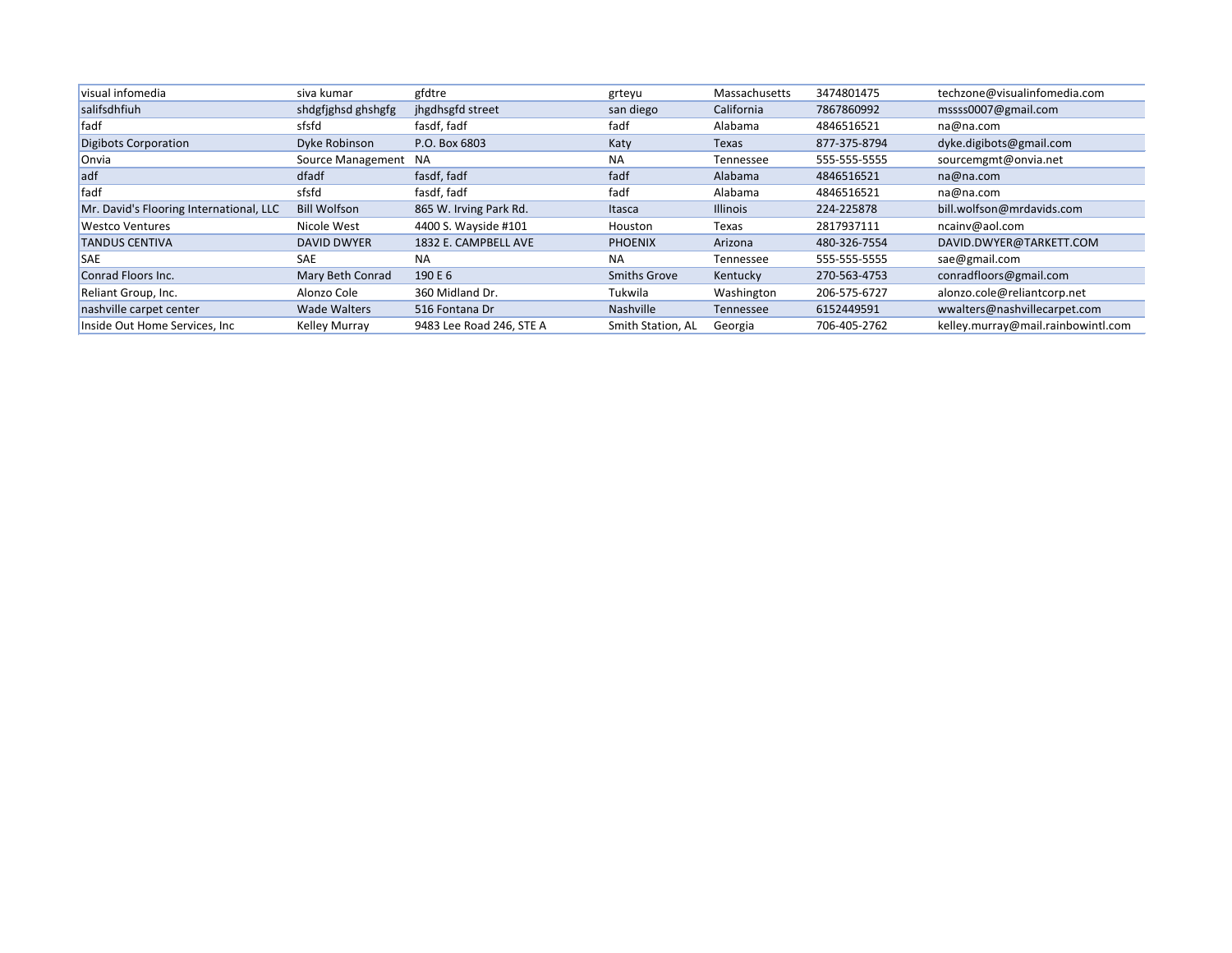| | | | | | | |
|---|---|---|---|---|---|---|
| visual infomedia | siva kumar | gfdtre | grteyu | Massachusetts | 3474801475 | techzone@visualinfomedia.com |
| salifsdhfiuh | shdgfjghsd ghshgfg | jhgdhsgfd street | san diego | California | 7867860992 | mssss0007@gmail.com |
| fadf | sfsfd | fasdf, fadf | fadf | Alabama | 4846516521 | na@na.com |
| Digibots Corporation | Dyke Robinson | P.O. Box 6803 | Katy | Texas | 877-375-8794 | dyke.digibots@gmail.com |
| Onvia | Source Management | NA | NA | Tennessee | 555-555-5555 | sourcemgmt@onvia.net |
| adf | dfadf | fasdf, fadf | fadf | Alabama | 4846516521 | na@na.com |
| fadf | sfsfd | fasdf, fadf | fadf | Alabama | 4846516521 | na@na.com |
| Mr. David's Flooring International, LLC | Bill Wolfson | 865 W. Irving Park Rd. | Itasca | Illinois | 224-225878 | bill.wolfson@mrdavids.com |
| Westco Ventures | Nicole West | 4400 S. Wayside #101 | Houston | Texas | 2817937111 | ncainv@aol.com |
| TANDUS CENTIVA | DAVID DWYER | 1832 E. CAMPBELL AVE | PHOENIX | Arizona | 480-326-7554 | DAVID.DWYER@TARKETT.COM |
| SAE | SAE | NA | NA | Tennessee | 555-555-5555 | sae@gmail.com |
| Conrad Floors Inc. | Mary Beth Conrad | 190 E 6 | Smiths Grove | Kentucky | 270-563-4753 | conradfloors@gmail.com |
| Reliant Group, Inc. | Alonzo Cole | 360 Midland Dr. | Tukwila | Washington | 206-575-6727 | alonzo.cole@reliantcorp.net |
| nashville carpet center | Wade Walters | 516 Fontana Dr | Nashville | Tennessee | 6152449591 | wwalters@nashvillecarpet.com |
| Inside Out Home Services, Inc | Kelley Murray | 9483 Lee Road 246, STE A | Smith Station, AL | Georgia | 706-405-2762 | kelley.murray@mail.rainbowintl.com |